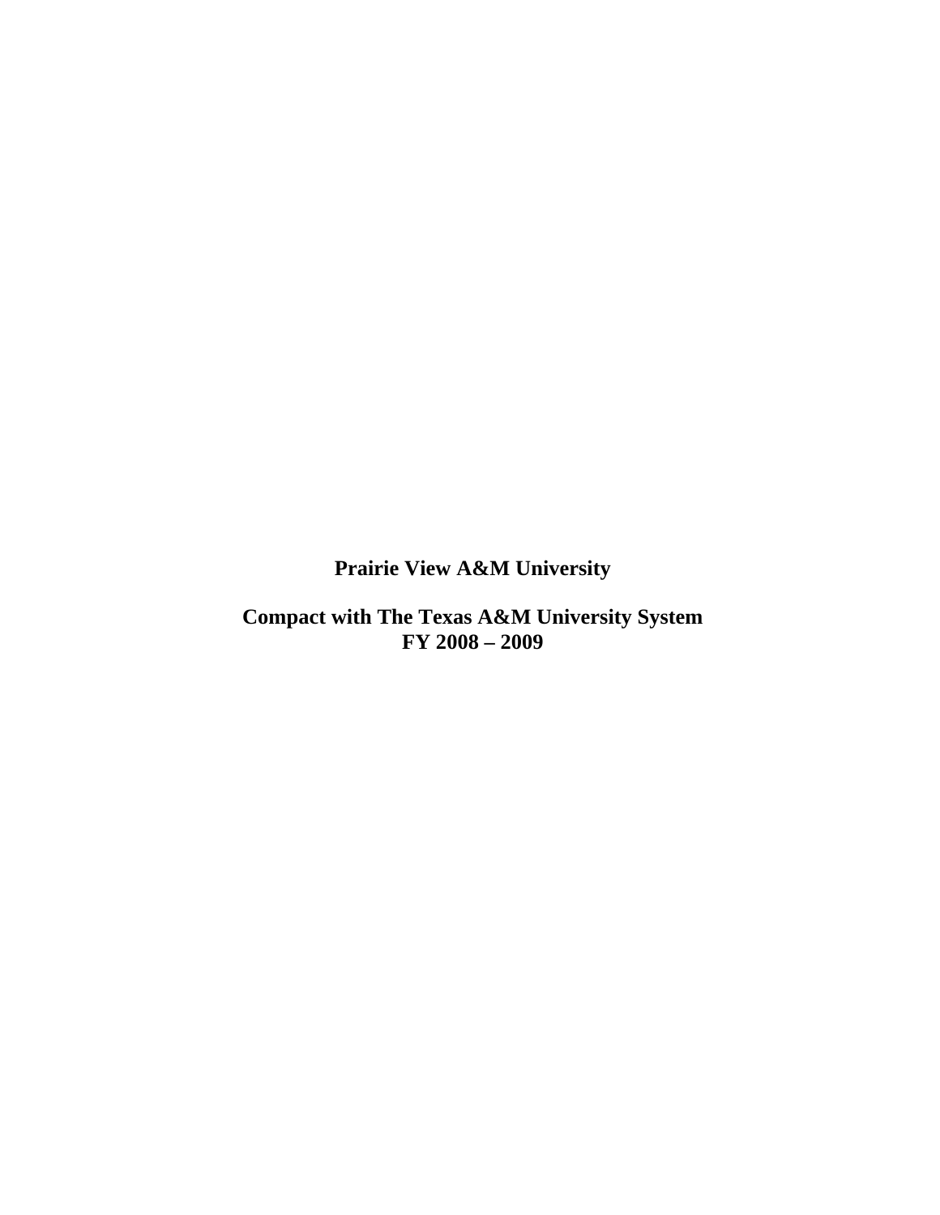# Prairie View A&M University

## Compact with The Texas A&M University System
## FY 2008 – 2009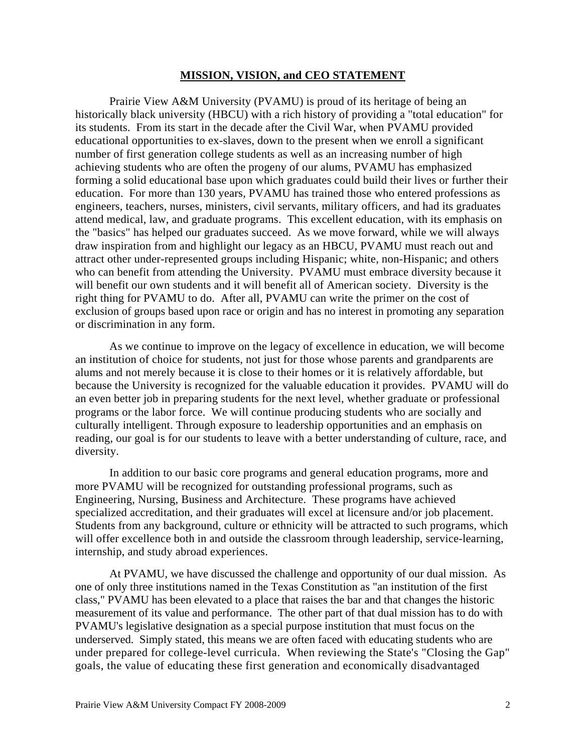## MISSION, VISION, and CEO STATEMENT

Prairie View A&M University (PVAMU) is proud of its heritage of being an historically black university (HBCU) with a rich history of providing a "total education" for its students. From its start in the decade after the Civil War, when PVAMU provided educational opportunities to ex-slaves, down to the present when we enroll a significant number of first generation college students as well as an increasing number of high achieving students who are often the progeny of our alums, PVAMU has emphasized forming a solid educational base upon which graduates could build their lives or further their education. For more than 130 years, PVAMU has trained those who entered professions as engineers, teachers, nurses, ministers, civil servants, military officers, and had its graduates attend medical, law, and graduate programs. This excellent education, with its emphasis on the "basics" has helped our graduates succeed. As we move forward, while we will always draw inspiration from and highlight our legacy as an HBCU, PVAMU must reach out and attract other under-represented groups including Hispanic; white, non-Hispanic; and others who can benefit from attending the University. PVAMU must embrace diversity because it will benefit our own students and it will benefit all of American society. Diversity is the right thing for PVAMU to do. After all, PVAMU can write the primer on the cost of exclusion of groups based upon race or origin and has no interest in promoting any separation or discrimination in any form.

As we continue to improve on the legacy of excellence in education, we will become an institution of choice for students, not just for those whose parents and grandparents are alums and not merely because it is close to their homes or it is relatively affordable, but because the University is recognized for the valuable education it provides. PVAMU will do an even better job in preparing students for the next level, whether graduate or professional programs or the labor force. We will continue producing students who are socially and culturally intelligent. Through exposure to leadership opportunities and an emphasis on reading, our goal is for our students to leave with a better understanding of culture, race, and diversity.

In addition to our basic core programs and general education programs, more and more PVAMU will be recognized for outstanding professional programs, such as Engineering, Nursing, Business and Architecture. These programs have achieved specialized accreditation, and their graduates will excel at licensure and/or job placement. Students from any background, culture or ethnicity will be attracted to such programs, which will offer excellence both in and outside the classroom through leadership, service-learning, internship, and study abroad experiences.

At PVAMU, we have discussed the challenge and opportunity of our dual mission. As one of only three institutions named in the Texas Constitution as "an institution of the first class," PVAMU has been elevated to a place that raises the bar and that changes the historic measurement of its value and performance. The other part of that dual mission has to do with PVAMU's legislative designation as a special purpose institution that must focus on the underserved. Simply stated, this means we are often faced with educating students who are under prepared for college-level curricula. When reviewing the State's "Closing the Gap" goals, the value of educating these first generation and economically disadvantaged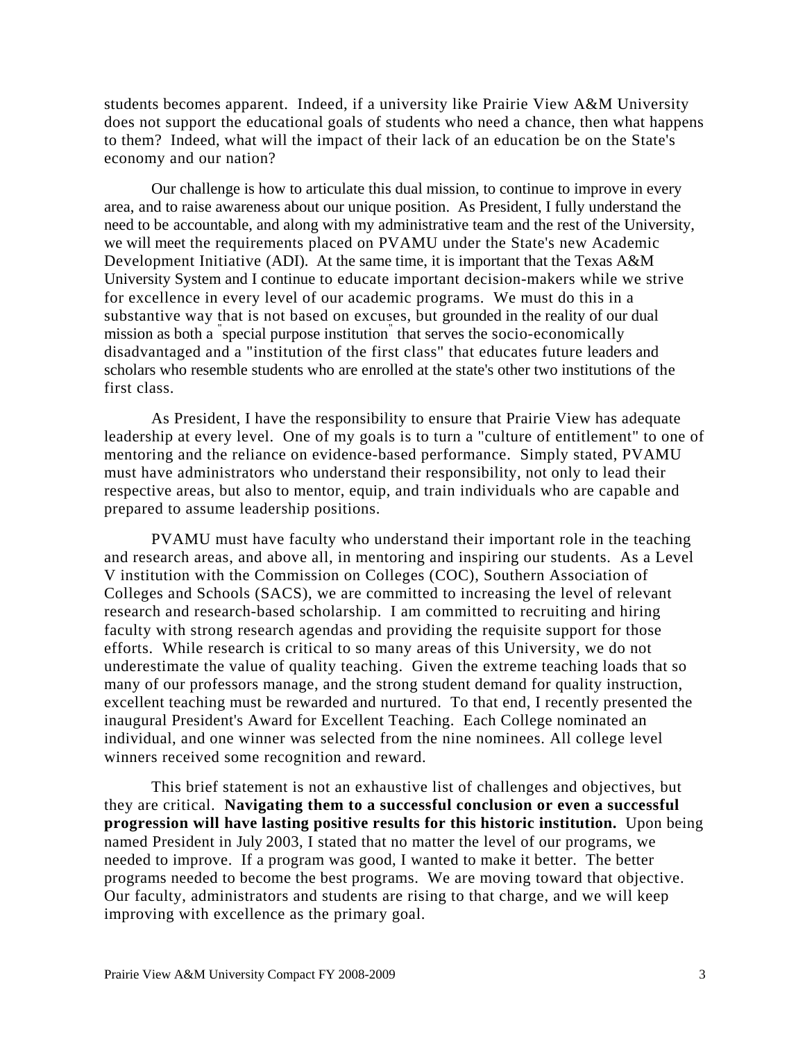students becomes apparent. Indeed, if a university like Prairie View A&M University does not support the educational goals of students who need a chance, then what happens to them? Indeed, what will the impact of their lack of an education be on the State's economy and our nation?

Our challenge is how to articulate this dual mission, to continue to improve in every area, and to raise awareness about our unique position. As President, I fully understand the need to be accountable, and along with my administrative team and the rest of the University, we will meet the requirements placed on PVAMU under the State's new Academic Development Initiative (ADI). At the same time, it is important that the Texas A&M University System and I continue to educate important decision-makers while we strive for excellence in every level of our academic programs. We must do this in a substantive way that is not based on excuses, but grounded in the reality of our dual mission as both a "special purpose institution" that serves the socio-economically disadvantaged and a "institution of the first class" that educates future leaders and scholars who resemble students who are enrolled at the state's other two institutions of the first class.

As President, I have the responsibility to ensure that Prairie View has adequate leadership at every level. One of my goals is to turn a "culture of entitlement" to one of mentoring and the reliance on evidence-based performance. Simply stated, PVAMU must have administrators who understand their responsibility, not only to lead their respective areas, but also to mentor, equip, and train individuals who are capable and prepared to assume leadership positions.

PVAMU must have faculty who understand their important role in the teaching and research areas, and above all, in mentoring and inspiring our students. As a Level V institution with the Commission on Colleges (COC), Southern Association of Colleges and Schools (SACS), we are committed to increasing the level of relevant research and research-based scholarship. I am committed to recruiting and hiring faculty with strong research agendas and providing the requisite support for those efforts. While research is critical to so many areas of this University, we do not underestimate the value of quality teaching. Given the extreme teaching loads that so many of our professors manage, and the strong student demand for quality instruction, excellent teaching must be rewarded and nurtured. To that end, I recently presented the inaugural President's Award for Excellent Teaching. Each College nominated an individual, and one winner was selected from the nine nominees. All college level winners received some recognition and reward.

This brief statement is not an exhaustive list of challenges and objectives, but they are critical. **Navigating them to a successful conclusion or even a successful progression will have lasting positive results for this historic institution.** Upon being named President in July 2003, I stated that no matter the level of our programs, we needed to improve. If a program was good, I wanted to make it better. The better programs needed to become the best programs. We are moving toward that objective. Our faculty, administrators and students are rising to that charge, and we will keep improving with excellence as the primary goal.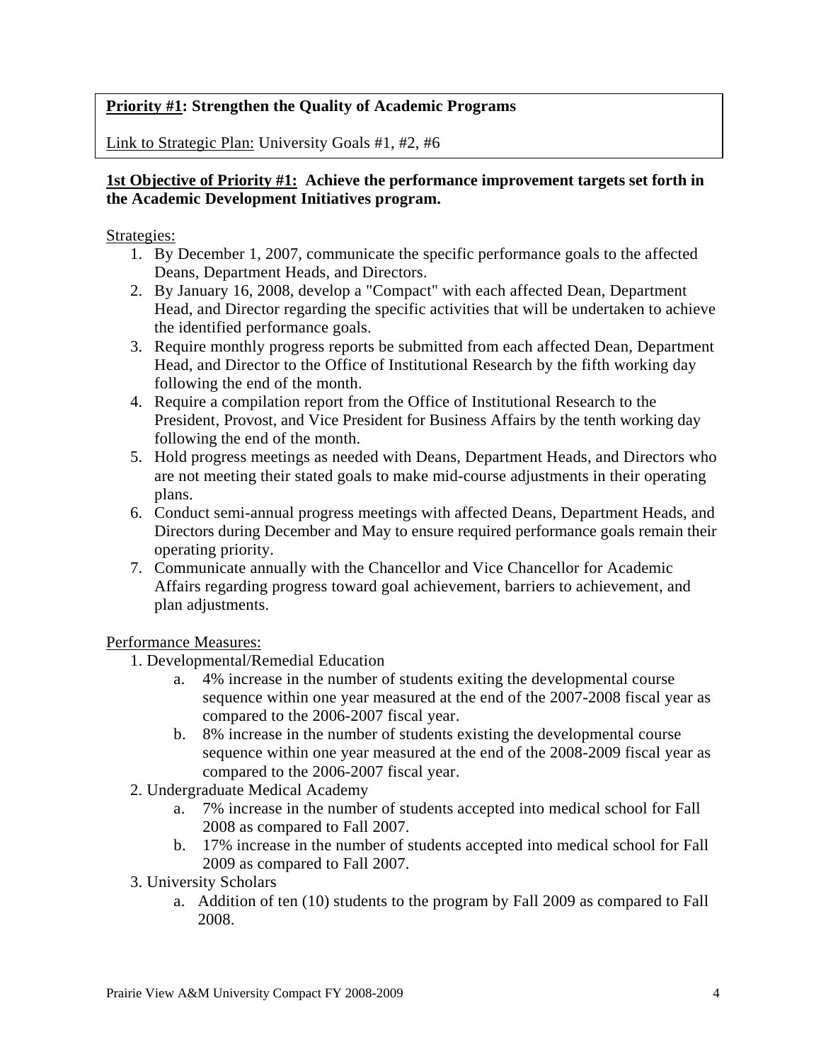**Priority #1: Strengthen the Quality of Academic Programs**

Link to Strategic Plan: University Goals #1, #2, #6

**1st Objective of Priority #1: Achieve the performance improvement targets set forth in the Academic Development Initiatives program.**

Strategies:

1. By December 1, 2007, communicate the specific performance goals to the affected Deans, Department Heads, and Directors.
2. By January 16, 2008, develop a "Compact" with each affected Dean, Department Head, and Director regarding the specific activities that will be undertaken to achieve the identified performance goals.
3. Require monthly progress reports be submitted from each affected Dean, Department Head, and Director to the Office of Institutional Research by the fifth working day following the end of the month.
4. Require a compilation report from the Office of Institutional Research to the President, Provost, and Vice President for Business Affairs by the tenth working day following the end of the month.
5. Hold progress meetings as needed with Deans, Department Heads, and Directors who are not meeting their stated goals to make mid-course adjustments in their operating plans.
6. Conduct semi-annual progress meetings with affected Deans, Department Heads, and Directors during December and May to ensure required performance goals remain their operating priority.
7. Communicate annually with the Chancellor and Vice Chancellor for Academic Affairs regarding progress toward goal achievement, barriers to achievement, and plan adjustments.

Performance Measures:

1. Developmental/Remedial Education
   a. 4% increase in the number of students exiting the developmental course sequence within one year measured at the end of the 2007-2008 fiscal year as compared to the 2006-2007 fiscal year.
   b. 8% increase in the number of students existing the developmental course sequence within one year measured at the end of the 2008-2009 fiscal year as compared to the 2006-2007 fiscal year.
2. Undergraduate Medical Academy
   a. 7% increase in the number of students accepted into medical school for Fall 2008 as compared to Fall 2007.
   b. 17% increase in the number of students accepted into medical school for Fall 2009 as compared to Fall 2007.
3. University Scholars
   a. Addition of ten (10) students to the program by Fall 2009 as compared to Fall 2008.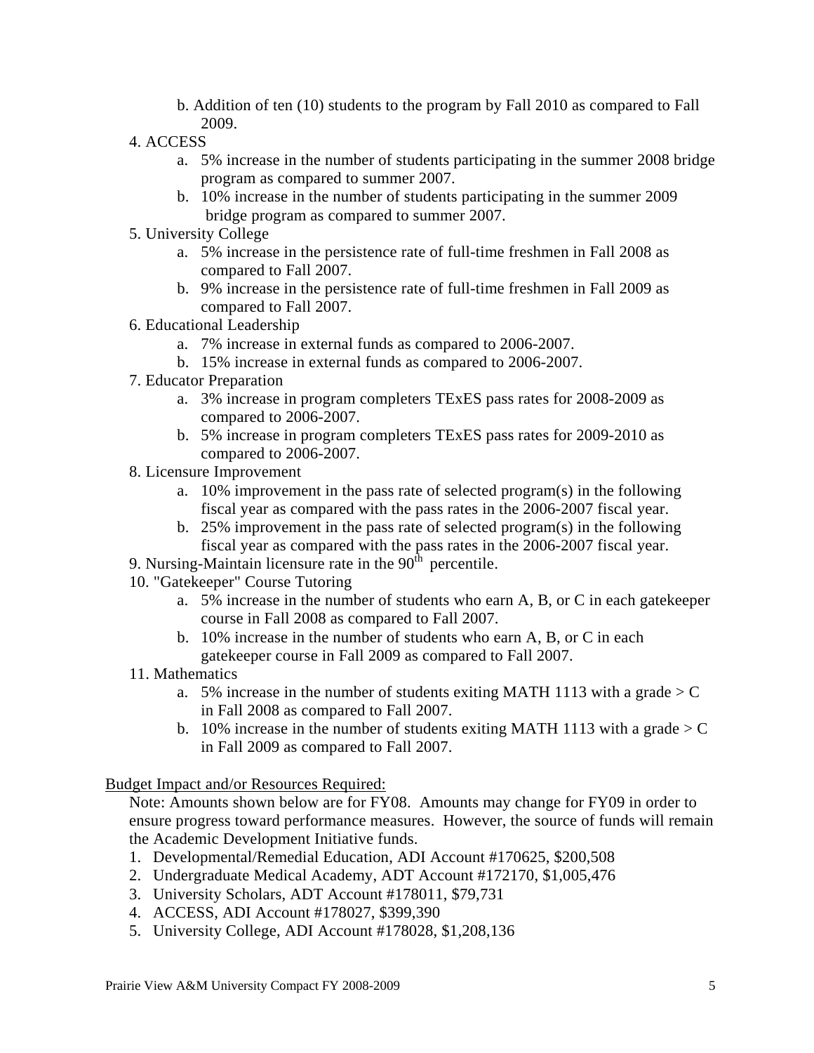b. Addition of ten (10) students to the program by Fall 2010 as compared to Fall 2009.

4. ACCESS
   a. 5% increase in the number of students participating in the summer 2008 bridge program as compared to summer 2007.
   b. 10% increase in the number of students participating in the summer 2009 bridge program as compared to summer 2007.
5. University College
   a. 5% increase in the persistence rate of full-time freshmen in Fall 2008 as compared to Fall 2007.
   b. 9% increase in the persistence rate of full-time freshmen in Fall 2009 as compared to Fall 2007.
6. Educational Leadership
   a. 7% increase in external funds as compared to 2006-2007.
   b. 15% increase in external funds as compared to 2006-2007.
7. Educator Preparation
   a. 3% increase in program completers TExES pass rates for 2008-2009 as compared to 2006-2007.
   b. 5% increase in program completers TExES pass rates for 2009-2010 as compared to 2006-2007.
8. Licensure Improvement
   a. 10% improvement in the pass rate of selected program(s) in the following fiscal year as compared with the pass rates in the 2006-2007 fiscal year.
   b. 25% improvement in the pass rate of selected program(s) in the following fiscal year as compared with the pass rates in the 2006-2007 fiscal year.
9. Nursing-Maintain licensure rate in the $90^{th}$ percentile.
10. "Gatekeeper" Course Tutoring
    a. 5% increase in the number of students who earn A, B, or C in each gatekeeper course in Fall 2008 as compared to Fall 2007.
    b. 10% increase in the number of students who earn A, B, or C in each gatekeeper course in Fall 2009 as compared to Fall 2007.
11. Mathematics
    a. 5% increase in the number of students exiting MATH 1113 with a grade > C in Fall 2008 as compared to Fall 2007.
    b. 10% increase in the number of students exiting MATH 1113 with a grade > C in Fall 2009 as compared to Fall 2007.

Budget Impact and/or Resources Required:

Note: Amounts shown below are for FY08. Amounts may change for FY09 in order to ensure progress toward performance measures. However, the source of funds will remain the Academic Development Initiative funds.

1. Developmental/Remedial Education, ADI Account #170625, $200,508
2. Undergraduate Medical Academy, ADT Account #172170, $1,005,476
3. University Scholars, ADT Account #178011, $79,731
4. ACCESS, ADI Account #178027, $399,390
5. University College, ADI Account #178028, $1,208,136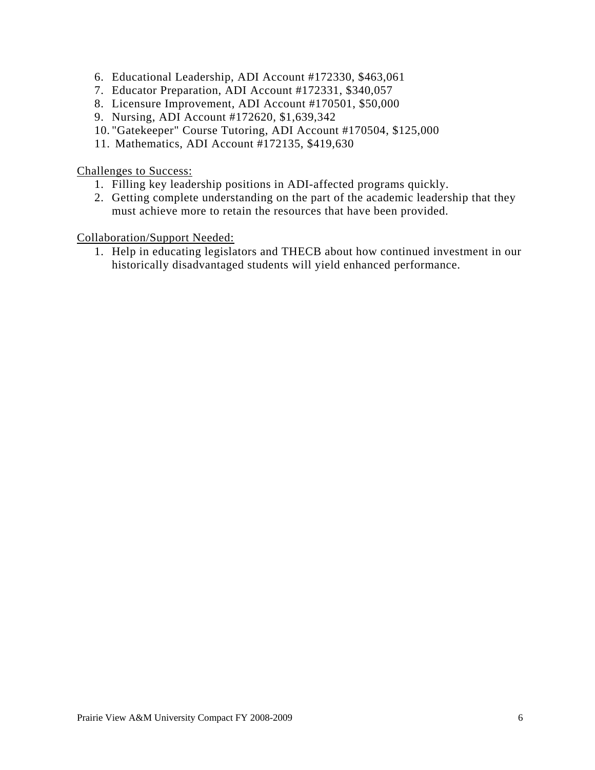6. Educational Leadership, ADI Account #172330, $463,061
7. Educator Preparation, ADI Account #172331, $340,057
8. Licensure Improvement, ADI Account #170501, $50,000
9. Nursing, ADI Account #172620, $1,639,342
10. "Gatekeeper" Course Tutoring, ADI Account #170504, $125,000
11. Mathematics, ADI Account #172135, $419,630

Challenges to Success:

1. Filling key leadership positions in ADI-affected programs quickly.
2. Getting complete understanding on the part of the academic leadership that they must achieve more to retain the resources that have been provided.

Collaboration/Support Needed:

1. Help in educating legislators and THECB about how continued investment in our historically disadvantaged students will yield enhanced performance.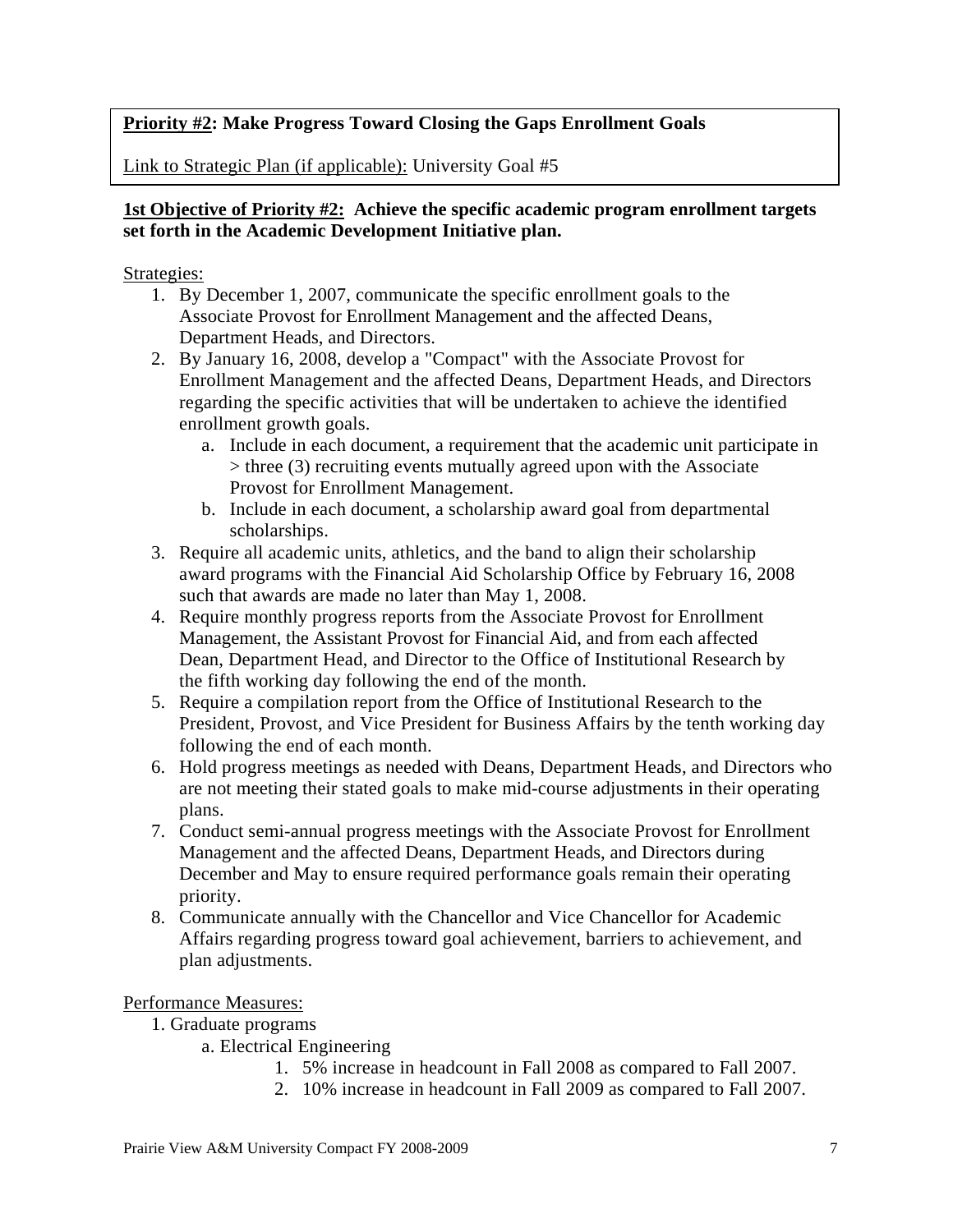**Priority #2: Make Progress Toward Closing the Gaps Enrollment Goals**

Link to Strategic Plan (if applicable): University Goal #5

**1st Objective of Priority #2: Achieve the specific academic program enrollment targets set forth in the Academic Development Initiative plan.**

Strategies:

1. By December 1, 2007, communicate the specific enrollment goals to the Associate Provost for Enrollment Management and the affected Deans, Department Heads, and Directors.
2. By January 16, 2008, develop a "Compact" with the Associate Provost for Enrollment Management and the affected Deans, Department Heads, and Directors regarding the specific activities that will be undertaken to achieve the identified enrollment growth goals.
   a. Include in each document, a requirement that the academic unit participate in > three (3) recruiting events mutually agreed upon with the Associate Provost for Enrollment Management.
   b. Include in each document, a scholarship award goal from departmental scholarships.
3. Require all academic units, athletics, and the band to align their scholarship award programs with the Financial Aid Scholarship Office by February 16, 2008 such that awards are made no later than May 1, 2008.
4. Require monthly progress reports from the Associate Provost for Enrollment Management, the Assistant Provost for Financial Aid, and from each affected Dean, Department Head, and Director to the Office of Institutional Research by the fifth working day following the end of the month.
5. Require a compilation report from the Office of Institutional Research to the President, Provost, and Vice President for Business Affairs by the tenth working day following the end of each month.
6. Hold progress meetings as needed with Deans, Department Heads, and Directors who are not meeting their stated goals to make mid-course adjustments in their operating plans.
7. Conduct semi-annual progress meetings with the Associate Provost for Enrollment Management and the affected Deans, Department Heads, and Directors during December and May to ensure required performance goals remain their operating priority.
8. Communicate annually with the Chancellor and Vice Chancellor for Academic Affairs regarding progress toward goal achievement, barriers to achievement, and plan adjustments.

Performance Measures:

1. Graduate programs
   a. Electrical Engineering
      1. 5% increase in headcount in Fall 2008 as compared to Fall 2007.
      2. 10% increase in headcount in Fall 2009 as compared to Fall 2007.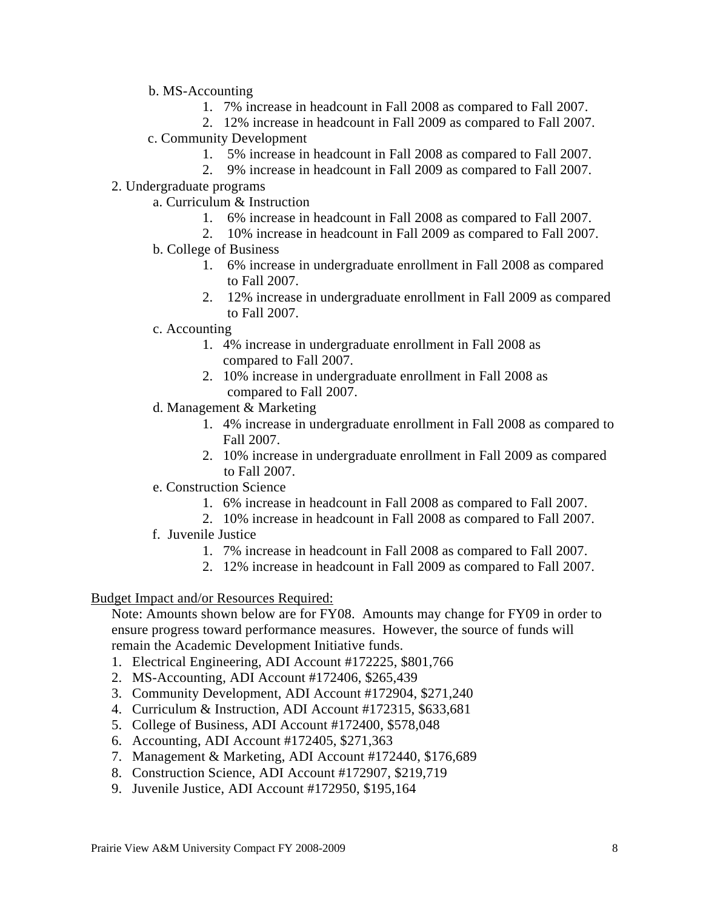b. MS-Accounting

1. 7% increase in headcount in Fall 2008 as compared to Fall 2007.
2. 12% increase in headcount in Fall 2009 as compared to Fall 2007.

c. Community Development

1. 5% increase in headcount in Fall 2008 as compared to Fall 2007.
2. 9% increase in headcount in Fall 2009 as compared to Fall 2007.

2. Undergraduate programs

a. Curriculum & Instruction

1. 6% increase in headcount in Fall 2008 as compared to Fall 2007.
2. 10% increase in headcount in Fall 2009 as compared to Fall 2007.

b. College of Business

1. 6% increase in undergraduate enrollment in Fall 2008 as compared to Fall 2007.
2. 12% increase in undergraduate enrollment in Fall 2009 as compared to Fall 2007.

c. Accounting

1. 4% increase in undergraduate enrollment in Fall 2008 as compared to Fall 2007.
2. 10% increase in undergraduate enrollment in Fall 2008 as compared to Fall 2007.

d. Management & Marketing

1. 4% increase in undergraduate enrollment in Fall 2008 as compared to Fall 2007.
2. 10% increase in undergraduate enrollment in Fall 2009 as compared to Fall 2007.

e. Construction Science

1. 6% increase in headcount in Fall 2008 as compared to Fall 2007.
2. 10% increase in headcount in Fall 2008 as compared to Fall 2007.

f. Juvenile Justice

1. 7% increase in headcount in Fall 2008 as compared to Fall 2007.
2. 12% increase in headcount in Fall 2009 as compared to Fall 2007.

Budget Impact and/or Resources Required:

Note: Amounts shown below are for FY08. Amounts may change for FY09 in order to ensure progress toward performance measures. However, the source of funds will remain the Academic Development Initiative funds.

1. Electrical Engineering, ADI Account #172225, $801,766
2. MS-Accounting, ADI Account #172406, $265,439
3. Community Development, ADI Account #172904, $271,240
4. Curriculum & Instruction, ADI Account #172315, $633,681
5. College of Business, ADI Account #172400, $578,048
6. Accounting, ADI Account #172405, $271,363
7. Management & Marketing, ADI Account #172440, $176,689
8. Construction Science, ADI Account #172907, $219,719
9. Juvenile Justice, ADI Account #172950, $195,164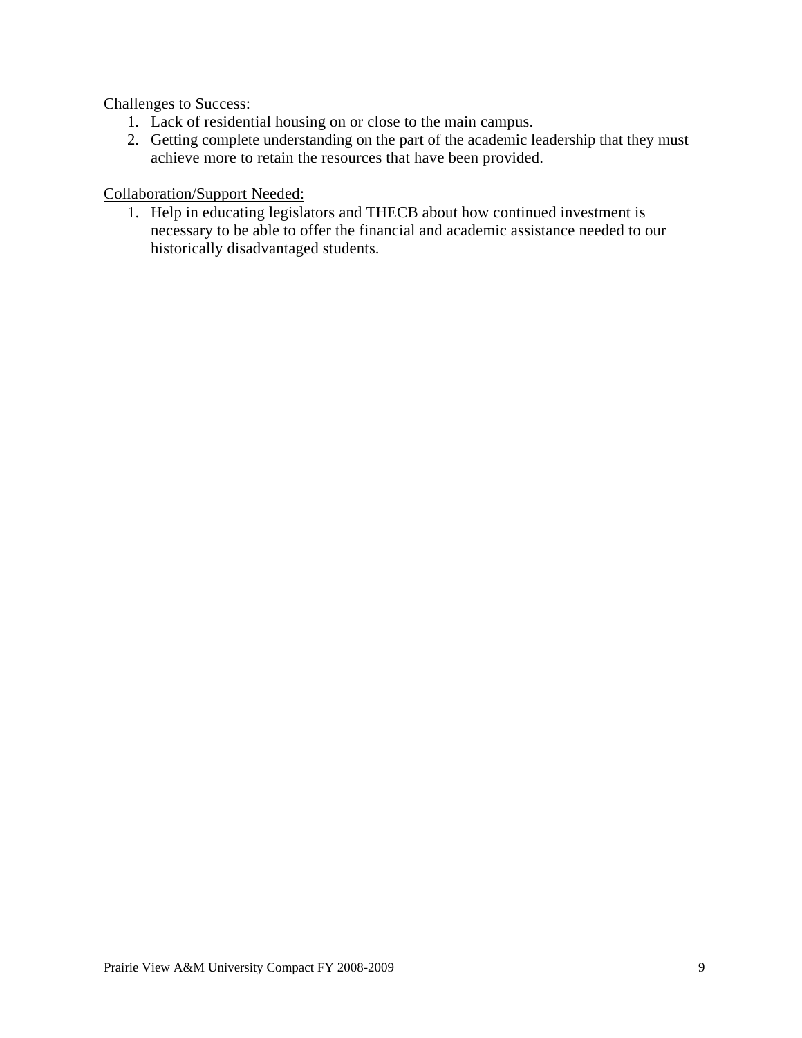<u>Challenges to Success:</u>

1. Lack of residential housing on or close to the main campus.
2. Getting complete understanding on the part of the academic leadership that they must achieve more to retain the resources that have been provided.

<u>Collaboration/Support Needed:</u>

1. Help in educating legislators and THECB about how continued investment is necessary to be able to offer the financial and academic assistance needed to our historically disadvantaged students.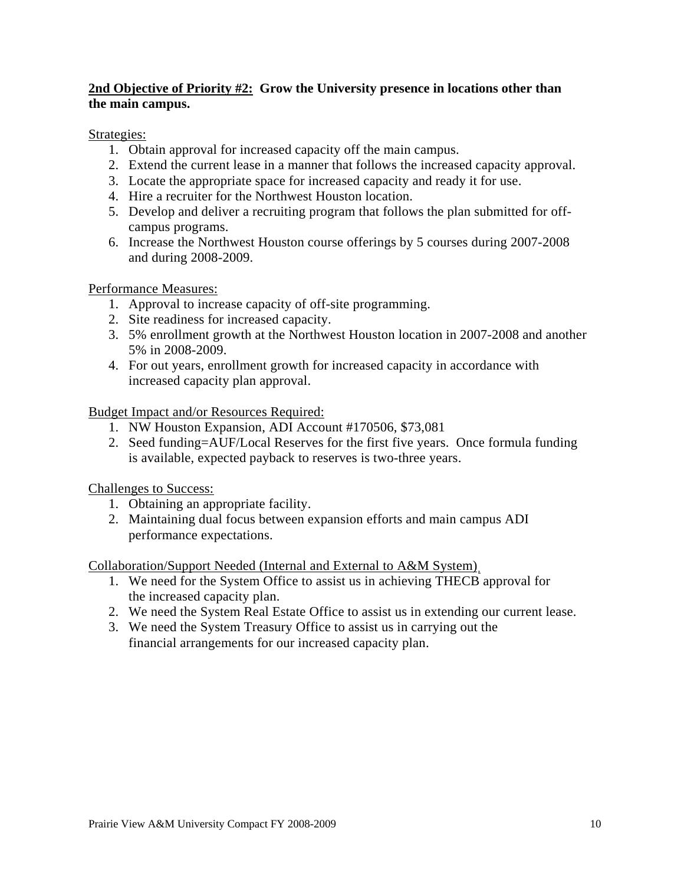**2nd Objective of Priority #2: Grow the University presence in locations other than the main campus.**

Strategies:

1. Obtain approval for increased capacity off the main campus.
2. Extend the current lease in a manner that follows the increased capacity approval.
3. Locate the appropriate space for increased capacity and ready it for use.
4. Hire a recruiter for the Northwest Houston location.
5. Develop and deliver a recruiting program that follows the plan submitted for off-campus programs.
6. Increase the Northwest Houston course offerings by 5 courses during 2007-2008 and during 2008-2009.

Performance Measures:

1. Approval to increase capacity of off-site programming.
2. Site readiness for increased capacity.
3. 5% enrollment growth at the Northwest Houston location in 2007-2008 and another 5% in 2008-2009.
4. For out years, enrollment growth for increased capacity in accordance with increased capacity plan approval.

Budget Impact and/or Resources Required:

1. NW Houston Expansion, ADI Account #170506, $73,081
2. Seed funding=AUF/Local Reserves for the first five years. Once formula funding is available, expected payback to reserves is two-three years.

Challenges to Success:

1. Obtaining an appropriate facility.
2. Maintaining dual focus between expansion efforts and main campus ADI performance expectations.

Collaboration/Support Needed (Internal and External to A&M System),

1. We need for the System Office to assist us in achieving THECB approval for the increased capacity plan.
2. We need the System Real Estate Office to assist us in extending our current lease.
3. We need the System Treasury Office to assist us in carrying out the financial arrangements for our increased capacity plan.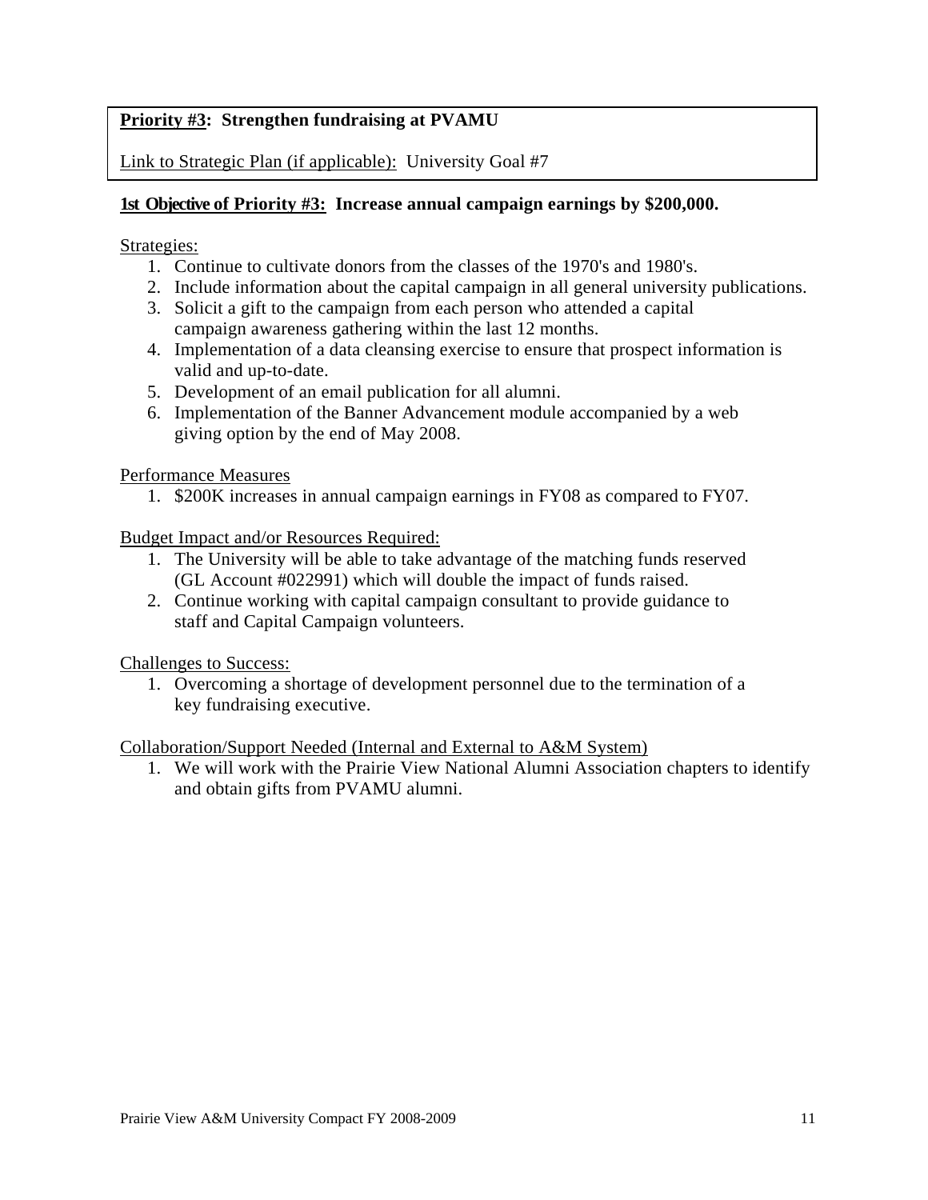**Priority #3: Strengthen fundraising at PVAMU**

Link to Strategic Plan (if applicable): University Goal #7

**1st Objective of Priority #3: Increase annual campaign earnings by $200,000.**

Strategies:

1. Continue to cultivate donors from the classes of the 1970's and 1980's.
2. Include information about the capital campaign in all general university publications.
3. Solicit a gift to the campaign from each person who attended a capital campaign awareness gathering within the last 12 months.
4. Implementation of a data cleansing exercise to ensure that prospect information is valid and up-to-date.
5. Development of an email publication for all alumni.
6. Implementation of the Banner Advancement module accompanied by a web giving option by the end of May 2008.

Performance Measures

1. $200K increases in annual campaign earnings in FY08 as compared to FY07.

Budget Impact and/or Resources Required:

1. The University will be able to take advantage of the matching funds reserved (GL Account #022991) which will double the impact of funds raised.
2. Continue working with capital campaign consultant to provide guidance to staff and Capital Campaign volunteers.

Challenges to Success:

1. Overcoming a shortage of development personnel due to the termination of a key fundraising executive.

Collaboration/Support Needed (Internal and External to A&M System)

1. We will work with the Prairie View National Alumni Association chapters to identify and obtain gifts from PVAMU alumni.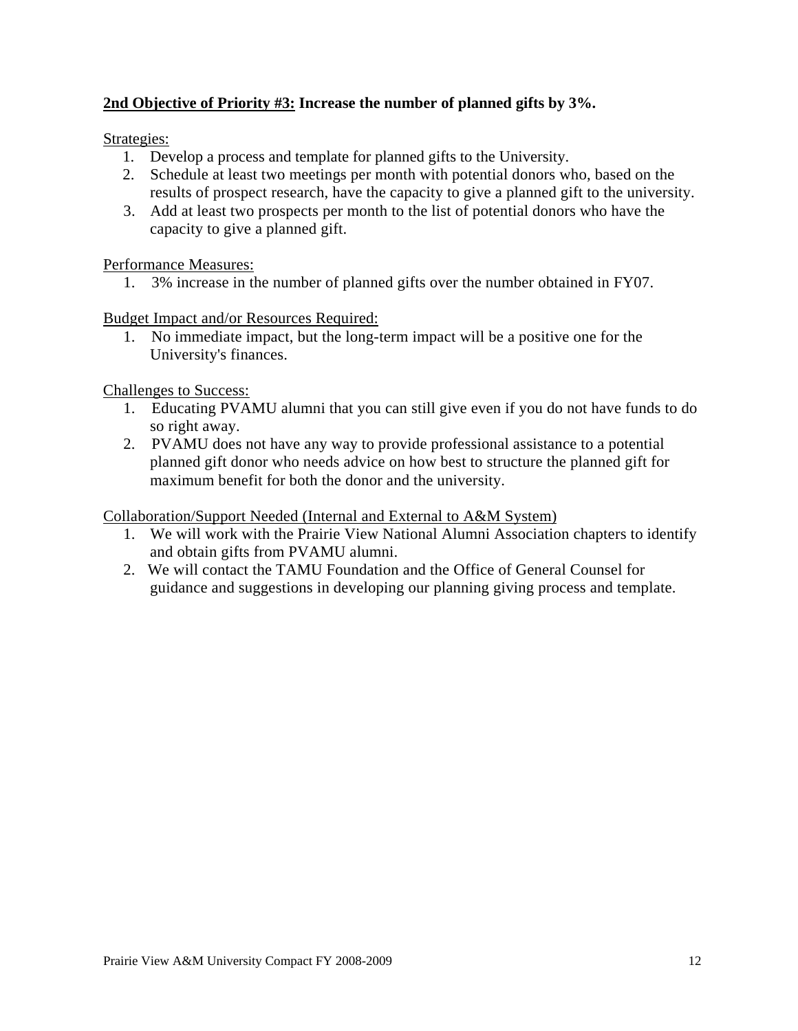**<u>2nd Objective of Priority #3:</u> Increase the number of planned gifts by 3%.**

<u>Strategies:</u>

1. Develop a process and template for planned gifts to the University.
2. Schedule at least two meetings per month with potential donors who, based on the results of prospect research, have the capacity to give a planned gift to the university.
3. Add at least two prospects per month to the list of potential donors who have the capacity to give a planned gift.

<u>Performance Measures:</u>

1. 3% increase in the number of planned gifts over the number obtained in FY07.

<u>Budget Impact and/or Resources Required:</u>

1. No immediate impact, but the long-term impact will be a positive one for the University's finances.

<u>Challenges to Success:</u>

1. Educating PVAMU alumni that you can still give even if you do not have funds to do so right away.
2. PVAMU does not have any way to provide professional assistance to a potential planned gift donor who needs advice on how best to structure the planned gift for maximum benefit for both the donor and the university.

<u>Collaboration/Support Needed (Internal and External to A&M System)</u>

1. We will work with the Prairie View National Alumni Association chapters to identify and obtain gifts from PVAMU alumni.
2. We will contact the TAMU Foundation and the Office of General Counsel for guidance and suggestions in developing our planning giving process and template.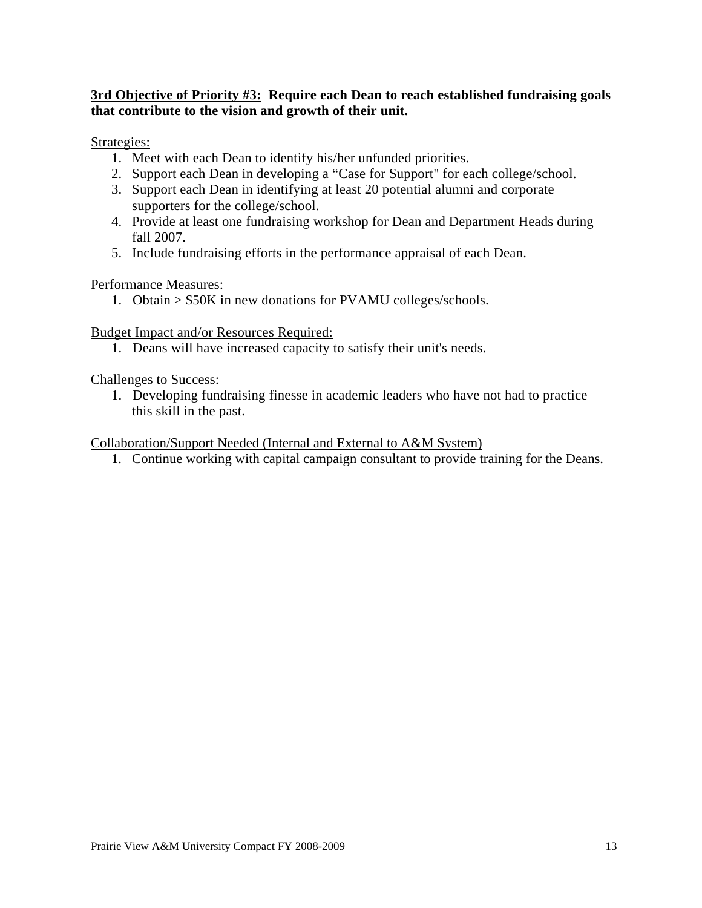**<u>3rd Objective of Priority #3:</u> Require each Dean to reach established fundraising goals that contribute to the vision and growth of their unit.**

<u>Strategies:</u>

1. Meet with each Dean to identify his/her unfunded priorities.
2. Support each Dean in developing a "Case for Support" for each college/school.
3. Support each Dean in identifying at least 20 potential alumni and corporate supporters for the college/school.
4. Provide at least one fundraising workshop for Dean and Department Heads during fall 2007.
5. Include fundraising efforts in the performance appraisal of each Dean.

<u>Performance Measures:</u>

1. Obtain > $50K in new donations for PVAMU colleges/schools.

<u>Budget Impact and/or Resources Required:</u>

1. Deans will have increased capacity to satisfy their unit's needs.

<u>Challenges to Success:</u>

1. Developing fundraising finesse in academic leaders who have not had to practice this skill in the past.

<u>Collaboration/Support Needed (Internal and External to A&M System)</u>

1. Continue working with capital campaign consultant to provide training for the Deans.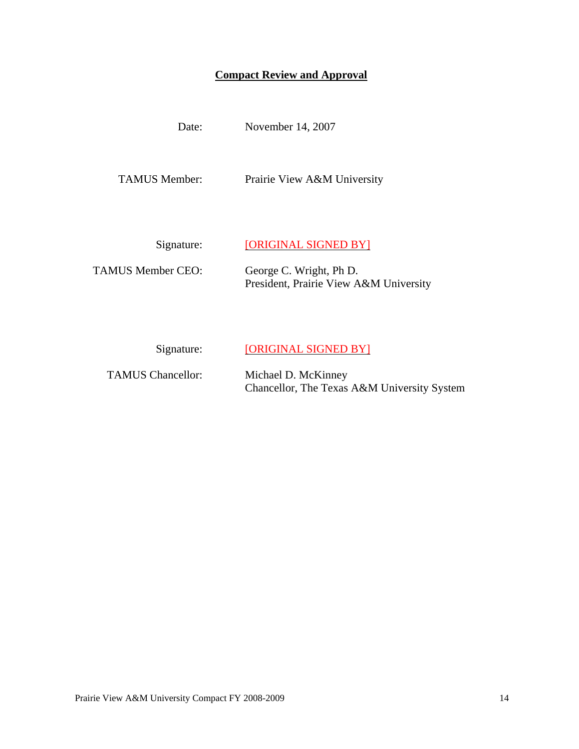## Compact Review and Approval

| | |
|---|---|
| Date: | November 14, 2007 |
| TAMUS Member: | Prairie View A&M University |
| Signature: | [ORIGINAL SIGNED BY] |
| TAMUS Member CEO: | George C. Wright, Ph D.<br>President, Prairie View A&M University |
| Signature: | [ORIGINAL SIGNED BY] |
| TAMUS Chancellor: | Michael D. McKinney<br>Chancellor, The Texas A&M University System |